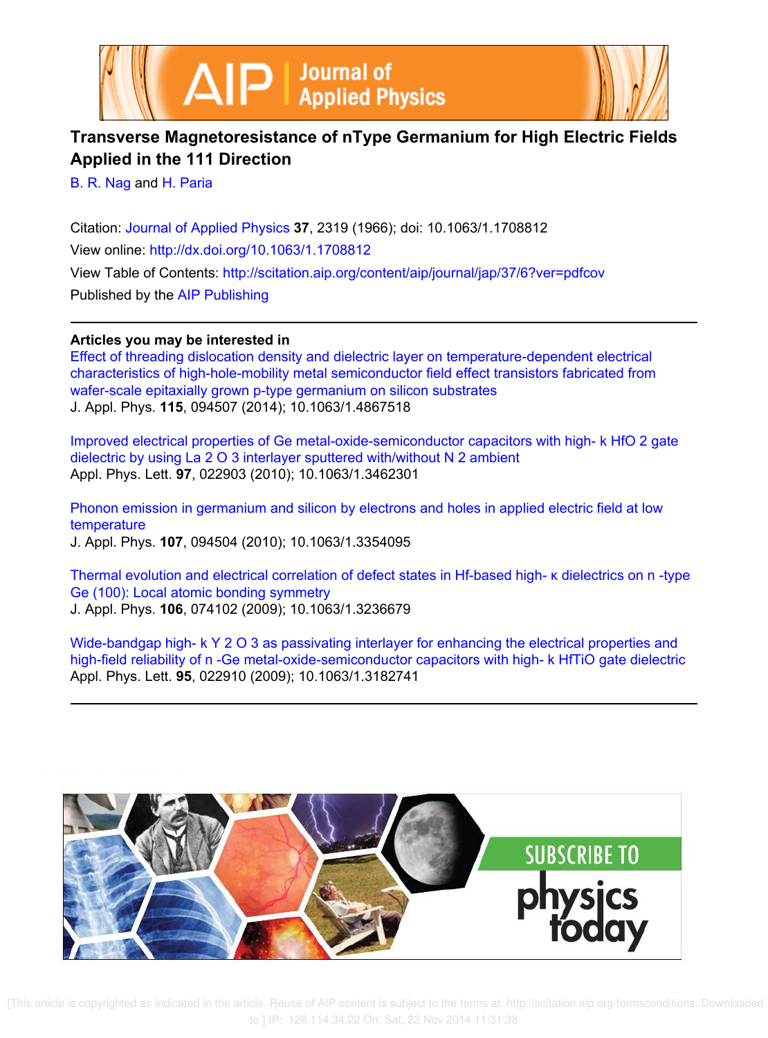# Transverse Magnetoresistance of nType Germanium for High Electric Fields Applied in the 111 Direction

B. R. Nag and H. Paria

Citation: Journal of Applied Physics **37**, 2319 (1966); doi: 10.1063/1.1708812

View online: http://dx.doi.org/10.1063/1.1708812

View Table of Contents: http://scitation.aip.org/content/aip/journal/jap/37/6?ver=pdfcov

Published by the AIP Publishing

## Articles you may be interested in

Effect of threading dislocation density and dielectric layer on temperature-dependent electrical characteristics of high-hole-mobility metal semiconductor field effect transistors fabricated from wafer-scale epitaxially grown p-type germanium on silicon substrates
J. Appl. Phys. **115**, 094507 (2014); 10.1063/1.4867518

Improved electrical properties of Ge metal-oxide-semiconductor capacitors with high- k HfO 2 gate dielectric by using La 2 O 3 interlayer sputtered with/without N 2 ambient
Appl. Phys. Lett. **97**, 022903 (2010); 10.1063/1.3462301

Phonon emission in germanium and silicon by electrons and holes in applied electric field at low temperature
J. Appl. Phys. **107**, 094504 (2010); 10.1063/1.3354095

Thermal evolution and electrical correlation of defect states in Hf-based high- κ dielectrics on n -type Ge (100): Local atomic bonding symmetry
J. Appl. Phys. **106**, 074102 (2009); 10.1063/1.3236679

Wide-bandgap high- k Y 2 O 3 as passivating interlayer for enhancing the electrical properties and high-field reliability of n -Ge metal-oxide-semiconductor capacitors with high- k HfTiO gate dielectric
Appl. Phys. Lett. **95**, 022910 (2009); 10.1063/1.3182741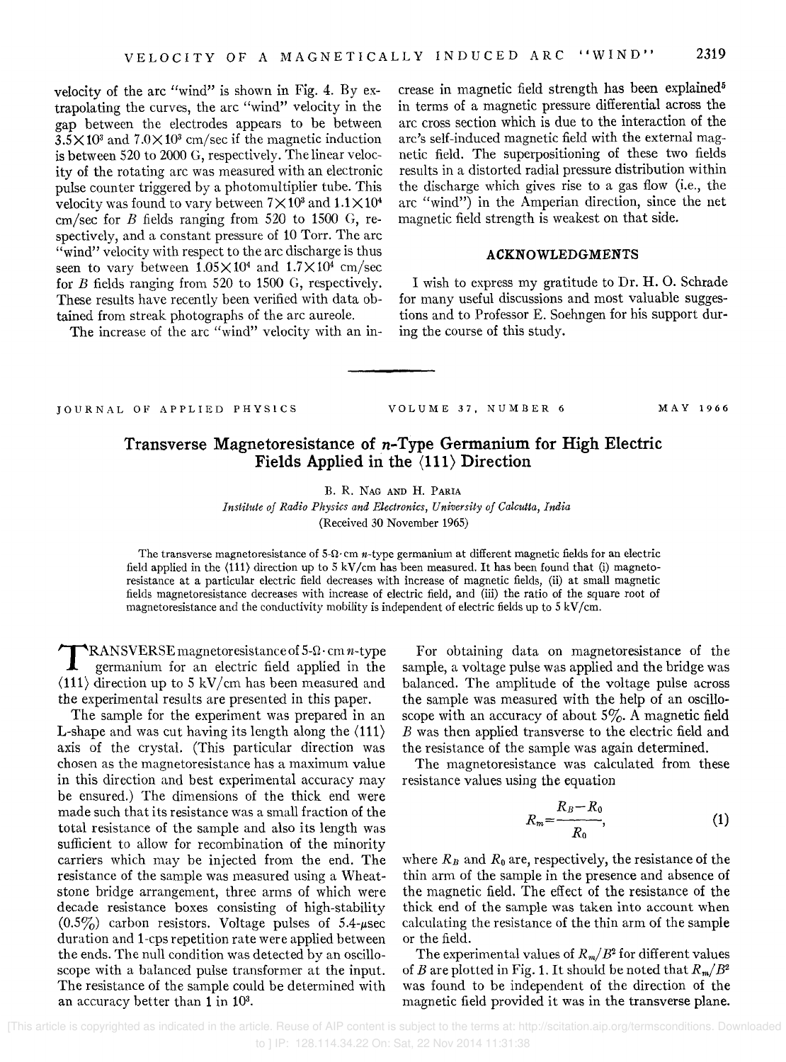velocity of the arc "wind" is shown in Fig. 4. By extrapolating the curves, the arc "wind" velocity in the gap between the electrodes appears to be between $3.5\times10^3$ and $7.0\times10^3$ cm/sec if the magnetic induction is between 520 to 2000 G, respectively. The linear velocity of the rotating arc was measured with an electronic pulse counter triggered by a photomultiplier tube. This velocity was found to vary between $7\times10^3$ and $1.1\times10^4$ cm/sec for $B$ fields ranging from 520 to 1500 G, respectively, and a constant pressure of 10 Torr. The arc "wind" velocity with respect to the arc discharge is thus seen to vary between $1.05\times10^4$ and $1.7\times10^4$ cm/sec for $B$ fields ranging from 520 to 1500 G, respectively. These results have recently been verified with data obtained from streak photographs of the arc aureole.

The increase of the arc "wind" velocity with an increase in magnetic field strength has been explained[5] in terms of a magnetic pressure differential across the arc cross section which is due to the interaction of the arc's self-induced magnetic field with the external magnetic field. The superpositioning of these two fields results in a distorted radial pressure distribution within the discharge which gives rise to a gas flow (i.e., the arc "wind") in the Amperian direction, since the net magnetic field strength is weakest on that side.

## ACKNOWLEDGMENTS

I wish to express my gratitude to Dr. H. O. Schrade for many useful discussions and most valuable suggestions and to Professor E. Soehngen for his support during the course of this study.

---

JOURNAL OF APPLIED PHYSICS VOLUME 37, NUMBER 6 MAY 1966

# Transverse Magnetoresistance of *n*-Type Germanium for High Electric Fields Applied in the ⟨111⟩ Direction

B. R. Nag and H. Paria

*Institute of Radio Physics and Electronics, University of Calcutta, India*

(Received 30 November 1965)

The transverse magnetoresistance of 5-Ω·cm *n*-type germanium at different magnetic fields for an electric field applied in the ⟨111⟩ direction up to 5 kV/cm has been measured. It has been found that (i) magnetoresistance at a particular electric field decreases with increase of magnetic fields, (ii) at small magnetic fields magnetoresistance decreases with increase of electric field, and (iii) the ratio of the square root of magnetoresistance and the conductivity mobility is independent of electric fields up to 5 kV/cm.

Transverse magnetoresistance of 5-Ω·cm *n*-type germanium for an electric field applied in the ⟨111⟩ direction up to 5 kV/cm has been measured and the experimental results are presented in this paper.

The sample for the experiment was prepared in an L-shape and was cut having its length along the ⟨111⟩ axis of the crystal. (This particular direction was chosen as the magnetoresistance has a maximum value in this direction and best experimental accuracy may be ensured.) The dimensions of the thick end were made such that its resistance was a small fraction of the total resistance of the sample and also its length was sufficient to allow for recombination of the minority carriers which may be injected from the end. The resistance of the sample was measured using a Wheatstone bridge arrangement, three arms of which were decade resistance boxes consisting of high-stability (0.5%) carbon resistors. Voltage pulses of 5.4-μsec duration and 1-cps repetition rate were applied between the ends. The null condition was detected by an oscilloscope with a balanced pulse transformer at the input. The resistance of the sample could be determined with an accuracy better than 1 in $10^3$.

For obtaining data on magnetoresistance of the sample, a voltage pulse was applied and the bridge was balanced. The amplitude of the voltage pulse across the sample was measured with the help of an oscilloscope with an accuracy of about 5%. A magnetic field $B$ was then applied transverse to the electric field and the resistance of the sample was again determined.

The magnetoresistance was calculated from these resistance values using the equation

$$R_m=\frac{R_B-R_0}{R_0}, \tag{1}$$

where $R_B$ and $R_0$ are, respectively, the resistance of the thin arm of the sample in the presence and absence of the magnetic field. The effect of the resistance of the thick end of the sample was taken into account when calculating the resistance of the thin arm of the sample or the field.

The experimental values of $R_m/B^2$ for different values of $B$ are plotted in Fig. 1. It should be noted that $R_m/B^2$ was found to be independent of the direction of the magnetic field provided it was in the transverse plane.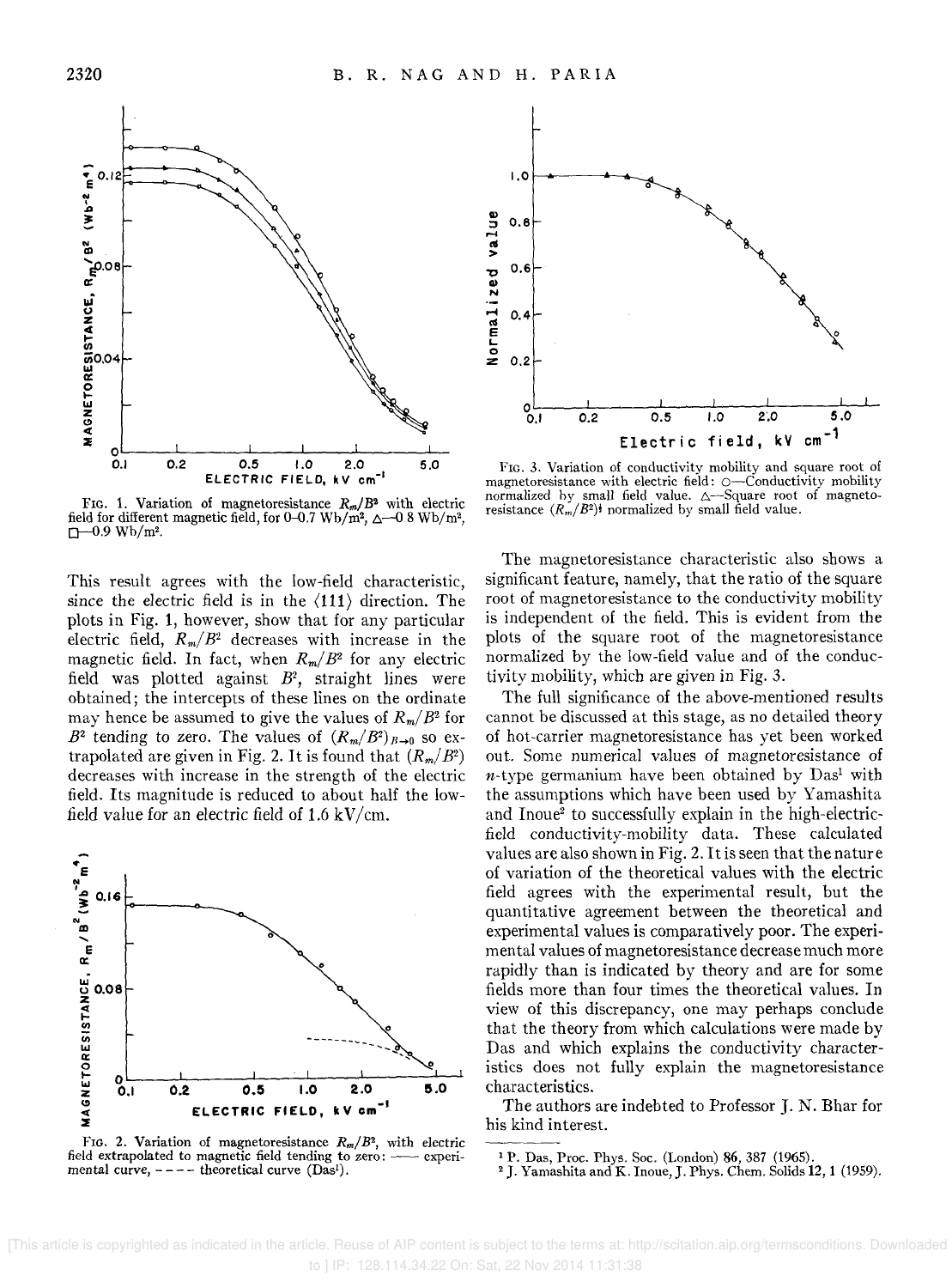MAGNETORESISTANCE, $R_m/B^2$ ($Wb^{-2}$ $m^4$)

0.12

0.08

0.04

0

0.1 0.2 0.5 1.0 2.0 5.0

ELECTRIC FIELD, kV $cm^{-1}$

FIG. 1. Variation of magnetoresistance $R_m/B^2$ with electric field for different magnetic field, for O—0.7 Wb/$m^2$, △—0 8 Wb/$m^2$, □—0.9 Wb/$m^2$.

Normalized value

1.0

0.8

0.6

0.4

0.2

0

0.1 0.2 0.5 1.0 2.0 5.0

Electric field, kV $cm^{-1}$

FIG. 3. Variation of conductivity mobility and square root of magnetoresistance with electric field: O—Conductivity mobility normalized by small field value. △—Square root of magnetoresistance $(R_m/B^2)^{\frac{1}{2}}$ normalized by small field value.

This result agrees with the low-field characteristic, since the electric field is in the ⟨111⟩ direction. The plots in Fig. 1, however, show that for any particular electric field, $R_m/B^2$ decreases with increase in the magnetic field. In fact, when $R_m/B^2$ for any electric field was plotted against $B^2$, straight lines were obtained; the intercepts of these lines on the ordinate may hence be assumed to give the values of $R_m/B^2$ for $B^2$ tending to zero. The values of $(R_m/B^2)_{B\to 0}$ so extrapolated are given in Fig. 2. It is found that $(R_m/B^2)$ decreases with increase in the strength of the electric field. Its magnitude is reduced to about half the low-field value for an electric field of 1.6 kV/cm.

MAGNETORESISTANCE, $R_m/B^2$ ($Wb^{-2}$ $m^4$)

0.16

0.08

0

0.1 0.2 0.5 1.0 2.0 5.0

ELECTRIC FIELD, kV $cm^{-1}$

FIG. 2. Variation of magnetoresistance $R_m/B^2$, with electric field extrapolated to magnetic field tending to zero: —— experimental curve, - - - - theoretical curve (Das[1]).

The magnetoresistance characteristic also shows a significant feature, namely, that the ratio of the square root of magnetoresistance to the conductivity mobility is independent of the field. This is evident from the plots of the square root of the magnetoresistance normalized by the low-field value and of the conductivity mobility, which are given in Fig. 3.

The full significance of the above-mentioned results cannot be discussed at this stage, as no detailed theory of hot-carrier magnetoresistance has yet been worked out. Some numerical values of magnetoresistance of $n$-type germanium have been obtained by Das[1] with the assumptions which have been used by Yamashita and Inoue[2] to successfully explain in the high-electric-field conductivity-mobility data. These calculated values are also shown in Fig. 2. It is seen that the nature of variation of the theoretical values with the electric field agrees with the experimental result, but the quantitative agreement between the theoretical and experimental values is comparatively poor. The experimental values of magnetoresistance decrease much more rapidly than is indicated by theory and are for some fields more than four times the theoretical values. In view of this discrepancy, one may perhaps conclude that the theory from which calculations were made by Das and which explains the conductivity characteristics does not fully explain the magnetoresistance characteristics.

The authors are indebted to Professor J. N. Bhar for his kind interest.

[1] P. Das, Proc. Phys. Soc. (London) 86, 387 (1965).

[2] J. Yamashita and K. Inoue, J. Phys. Chem. Solids 12, 1 (1959).